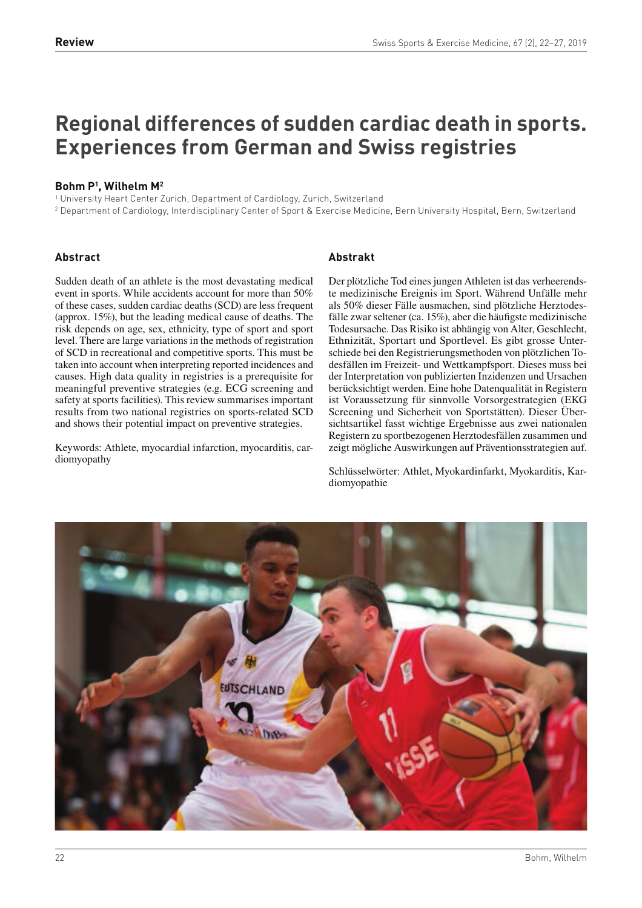Review

# Regional differences of sudden cardiac death in sports. Experiences from German and Swiss registries

**Bohm P[1], Wilhelm M[2]**

[1] University Heart Center Zurich, Department of Cardiology, Zurich, Switzerland

[2] Department of Cardiology, Interdisciplinary Center of Sport & Exercise Medicine, Bern University Hospital, Bern, Switzerland

## Abstract

Sudden death of an athlete is the most devastating medical event in sports. While accidents account for more than 50% of these cases, sudden cardiac deaths (SCD) are less frequent (approx. 15%), but the leading medical cause of deaths. The risk depends on age, sex, ethnicity, type of sport and sport level. There are large variations in the methods of registration of SCD in recreational and competitive sports. This must be taken into account when interpreting reported incidences and causes. High data quality in registries is a prerequisite for meaningful preventive strategies (e.g. ECG screening and safety at sports facilities). This review summarises important results from two national registries on sports-related SCD and shows their potential impact on preventive strategies.

Keywords: Athlete, myocardial infarction, myocarditis, cardiomyopathy

## Abstrakt

Der plötzliche Tod eines jungen Athleten ist das verheerendste medizinische Ereignis im Sport. Während Unfälle mehr als 50% dieser Fälle ausmachen, sind plötzliche Herztodesfälle zwar seltener (ca. 15%), aber die häufigste medizinische Todesursache. Das Risiko ist abhängig von Alter, Geschlecht, Ethnizität, Sportart und Sportlevel. Es gibt grosse Unterschiede bei den Registrierungsmethoden von plötzlichen Todesfällen im Freizeit- und Wettkampfsport. Dieses muss bei der Interpretation von publizierten Inzidenzen und Ursachen berücksichtigt werden. Eine hohe Datenqualität in Registern ist Voraussetzung für sinnvolle Vorsorgestrategien (EKG Screening und Sicherheit von Sportstätten). Dieser Übersichtsartikel fasst wichtige Ergebnisse aus zwei nationalen Registern zu sportbezogenen Herztodesfällen zusammen und zeigt mögliche Auswirkungen auf Präventionsstrategien auf.

Schlüsselwörter: Athlet, Myokardinfarkt, Myokarditis, Kardiomyopathie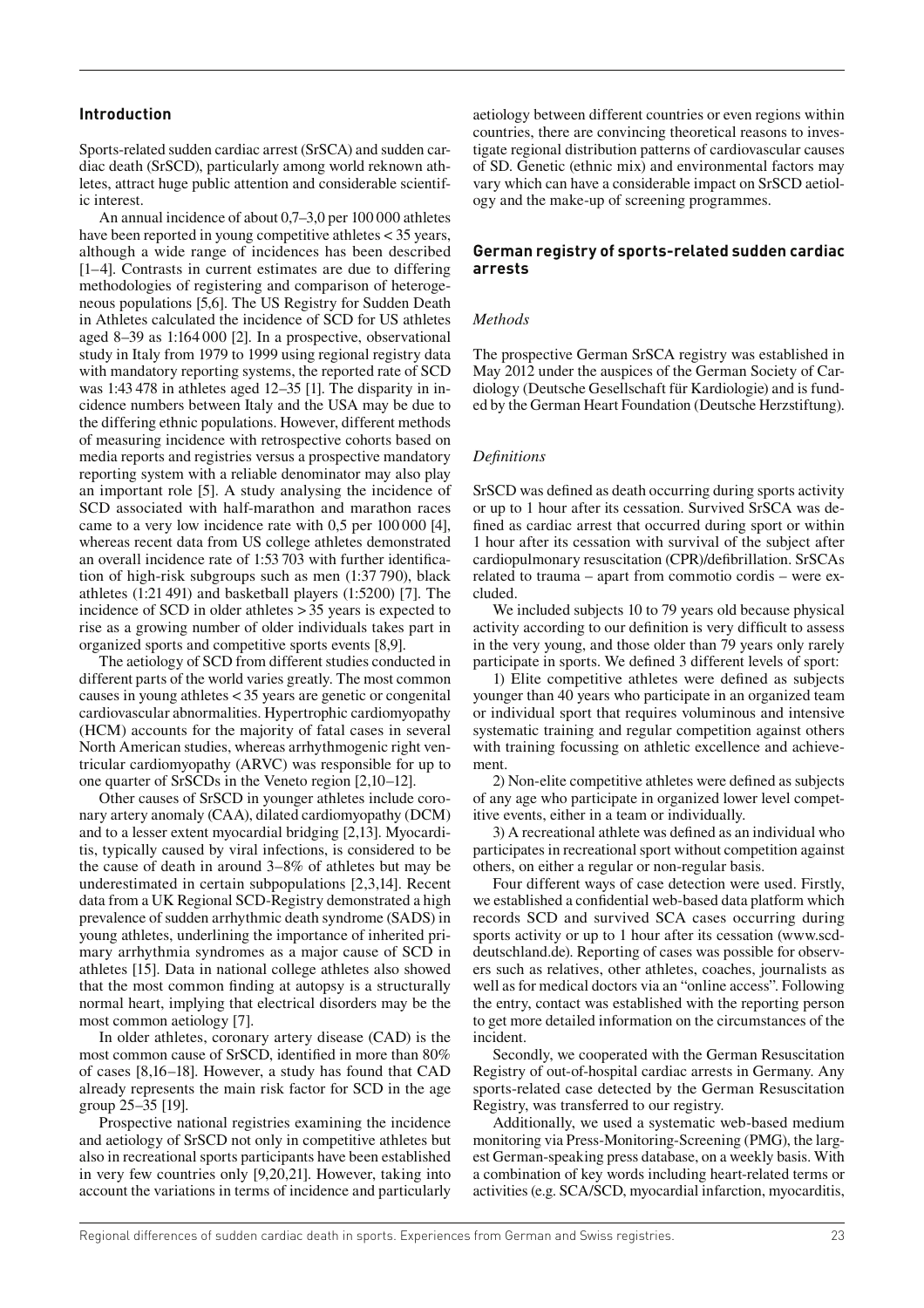## Introduction

Sports-related sudden cardiac arrest (SrSCA) and sudden cardiac death (SrSCD), particularly among world reknown athletes, attract huge public attention and considerable scientific interest.

An annual incidence of about 0,7–3,0 per 100 000 athletes have been reported in young competitive athletes < 35 years, although a wide range of incidences has been described [1–4]. Contrasts in current estimates are due to differing methodologies of registering and comparison of heterogeneous populations [5,6]. The US Registry for Sudden Death in Athletes calculated the incidence of SCD for US athletes aged 8–39 as 1:164 000 [2]. In a prospective, observational study in Italy from 1979 to 1999 using regional registry data with mandatory reporting systems, the reported rate of SCD was 1:43 478 in athletes aged 12–35 [1]. The disparity in incidence numbers between Italy and the USA may be due to the differing ethnic populations. However, different methods of measuring incidence with retrospective cohorts based on media reports and registries versus a prospective mandatory reporting system with a reliable denominator may also play an important role [5]. A study analysing the incidence of SCD associated with half-marathon and marathon races came to a very low incidence rate with 0,5 per 100 000 [4], whereas recent data from US college athletes demonstrated an overall incidence rate of 1:53 703 with further identification of high-risk subgroups such as men (1:37 790), black athletes (1:21 491) and basketball players (1:5200) [7]. The incidence of SCD in older athletes > 35 years is expected to rise as a growing number of older individuals takes part in organized sports and competitive sports events [8,9].

The aetiology of SCD from different studies conducted in different parts of the world varies greatly. The most common causes in young athletes < 35 years are genetic or congenital cardiovascular abnormalities. Hypertrophic cardiomyopathy (HCM) accounts for the majority of fatal cases in several North American studies, whereas arrhythmogenic right ventricular cardiomyopathy (ARVC) was responsible for up to one quarter of SrSCDs in the Veneto region [2,10–12].

Other causes of SrSCD in younger athletes include coronary artery anomaly (CAA), dilated cardiomyopathy (DCM) and to a lesser extent myocardial bridging [2,13]. Myocarditis, typically caused by viral infections, is considered to be the cause of death in around 3–8% of athletes but may be underestimated in certain subpopulations [2,3,14]. Recent data from a UK Regional SCD-Registry demonstrated a high prevalence of sudden arrhythmic death syndrome (SADS) in young athletes, underlining the importance of inherited primary arrhythmia syndromes as a major cause of SCD in athletes [15]. Data in national college athletes also showed that the most common finding at autopsy is a structurally normal heart, implying that electrical disorders may be the most common aetiology [7].

In older athletes, coronary artery disease (CAD) is the most common cause of SrSCD, identified in more than 80% of cases [8,16–18]. However, a study has found that CAD already represents the main risk factor for SCD in the age group 25–35 [19].

Prospective national registries examining the incidence and aetiology of SrSCD not only in competitive athletes but also in recreational sports participants have been established in very few countries only [9,20,21]. However, taking into account the variations in terms of incidence and particularly aetiology between different countries or even regions within countries, there are convincing theoretical reasons to investigate regional distribution patterns of cardiovascular causes of SD. Genetic (ethnic mix) and environmental factors may vary which can have a considerable impact on SrSCD aetiology and the make-up of screening programmes.

## German registry of sports-related sudden cardiac arrests

### *Methods*

The prospective German SrSCA registry was established in May 2012 under the auspices of the German Society of Cardiology (Deutsche Gesellschaft für Kardiologie) and is funded by the German Heart Foundation (Deutsche Herzstiftung).

### *Definitions*

SrSCD was defined as death occurring during sports activity or up to 1 hour after its cessation. Survived SrSCA was defined as cardiac arrest that occurred during sport or within 1 hour after its cessation with survival of the subject after cardiopulmonary resuscitation (CPR)/defibrillation. SrSCAs related to trauma – apart from commotio cordis – were excluded.

We included subjects 10 to 79 years old because physical activity according to our definition is very difficult to assess in the very young, and those older than 79 years only rarely participate in sports. We defined 3 different levels of sport:

1) Elite competitive athletes were defined as subjects younger than 40 years who participate in an organized team or individual sport that requires voluminous and intensive systematic training and regular competition against others with training focussing on athletic excellence and achievement.

2) Non-elite competitive athletes were defined as subjects of any age who participate in organized lower level competitive events, either in a team or individually.

3) A recreational athlete was defined as an individual who participates in recreational sport without competition against others, on either a regular or non-regular basis.

Four different ways of case detection were used. Firstly, we established a confidential web-based data platform which records SCD and survived SCA cases occurring during sports activity or up to 1 hour after its cessation (www.scd-deutschland.de). Reporting of cases was possible for observers such as relatives, other athletes, coaches, journalists as well as for medical doctors via an "online access". Following the entry, contact was established with the reporting person to get more detailed information on the circumstances of the incident.

Secondly, we cooperated with the German Resuscitation Registry of out-of-hospital cardiac arrests in Germany. Any sports-related case detected by the German Resuscitation Registry, was transferred to our registry.

Additionally, we used a systematic web-based medium monitoring via Press-Monitoring-Screening (PMG), the largest German-speaking press database, on a weekly basis. With a combination of key words including heart-related terms or activities (e.g. SCA/SCD, myocardial infarction, myocarditis,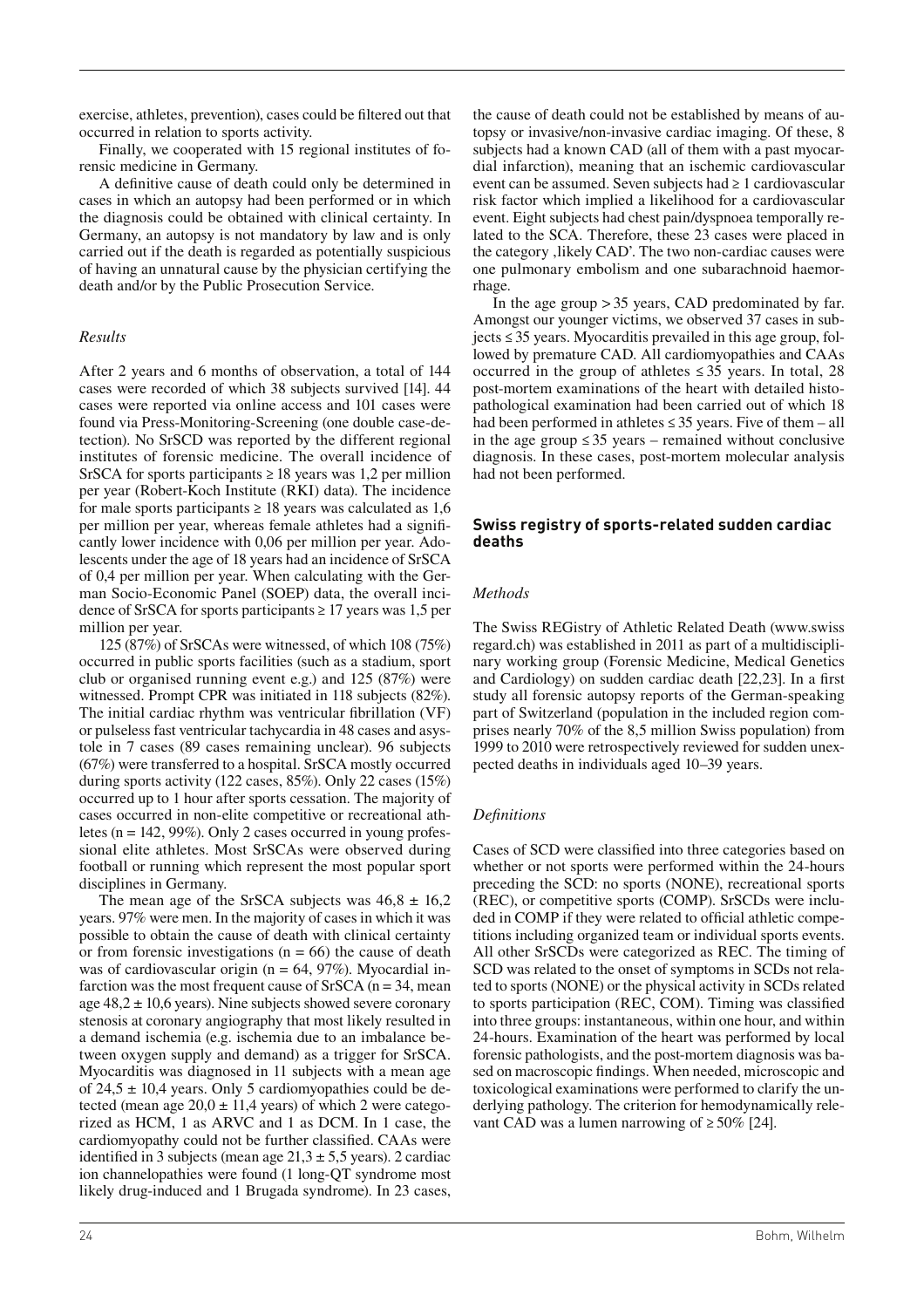exercise, athletes, prevention), cases could be filtered out that occurred in relation to sports activity.

Finally, we cooperated with 15 regional institutes of forensic medicine in Germany.

A definitive cause of death could only be determined in cases in which an autopsy had been performed or in which the diagnosis could be obtained with clinical certainty. In Germany, an autopsy is not mandatory by law and is only carried out if the death is regarded as potentially suspicious of having an unnatural cause by the physician certifying the death and/or by the Public Prosecution Service.

*Results*

After 2 years and 6 months of observation, a total of 144 cases were recorded of which 38 subjects survived [14]. 44 cases were reported via online access and 101 cases were found via Press-Monitoring-Screening (one double case-detection). No SrSCD was reported by the different regional institutes of forensic medicine. The overall incidence of SrSCA for sports participants ≥ 18 years was 1,2 per million per year (Robert-Koch Institute (RKI) data). The incidence for male sports participants ≥ 18 years was calculated as 1,6 per million per year, whereas female athletes had a significantly lower incidence with 0,06 per million per year. Adolescents under the age of 18 years had an incidence of SrSCA of 0,4 per million per year. When calculating with the German Socio-Economic Panel (SOEP) data, the overall incidence of SrSCA for sports participants ≥ 17 years was 1,5 per million per year.

125 (87%) of SrSCAs were witnessed, of which 108 (75%) occurred in public sports facilities (such as a stadium, sport club or organised running event e.g.) and 125 (87%) were witnessed. Prompt CPR was initiated in 118 subjects (82%). The initial cardiac rhythm was ventricular fibrillation (VF) or pulseless fast ventricular tachycardia in 48 cases and asystole in 7 cases (89 cases remaining unclear). 96 subjects (67%) were transferred to a hospital. SrSCA mostly occurred during sports activity (122 cases, 85%). Only 22 cases (15%) occurred up to 1 hour after sports cessation. The majority of cases occurred in non-elite competitive or recreational athletes (n = 142, 99%). Only 2 cases occurred in young professional elite athletes. Most SrSCAs were observed during football or running which represent the most popular sport disciplines in Germany.

The mean age of the SrSCA subjects was 46,8 ± 16,2 years. 97% were men. In the majority of cases in which it was possible to obtain the cause of death with clinical certainty or from forensic investigations (n = 66) the cause of death was of cardiovascular origin (n = 64, 97%). Myocardial infarction was the most frequent cause of SrSCA (n = 34, mean age 48,2 ± 10,6 years). Nine subjects showed severe coronary stenosis at coronary angiography that most likely resulted in a demand ischemia (e.g. ischemia due to an imbalance between oxygen supply and demand) as a trigger for SrSCA. Myocarditis was diagnosed in 11 subjects with a mean age of 24,5 ± 10,4 years. Only 5 cardiomyopathies could be detected (mean age 20,0 ± 11,4 years) of which 2 were categorized as HCM, 1 as ARVC and 1 as DCM. In 1 case, the cardiomyopathy could not be further classified. CAAs were identified in 3 subjects (mean age 21,3 ± 5,5 years). 2 cardiac ion channelopathies were found (1 long-QT syndrome most likely drug-induced and 1 Brugada syndrome). In 23 cases, the cause of death could not be established by means of autopsy or invasive/non-invasive cardiac imaging. Of these, 8 subjects had a known CAD (all of them with a past myocardial infarction), meaning that an ischemic cardiovascular event can be assumed. Seven subjects had ≥ 1 cardiovascular risk factor which implied a likelihood for a cardiovascular event. Eight subjects had chest pain/dyspnoea temporally related to the SCA. Therefore, these 23 cases were placed in the category ,likely CAD'. The two non-cardiac causes were one pulmonary embolism and one subarachnoid haemorrhage.

In the age group > 35 years, CAD predominated by far. Amongst our younger victims, we observed 37 cases in subjects ≤ 35 years. Myocarditis prevailed in this age group, followed by premature CAD. All cardiomyopathies and CAAs occurred in the group of athletes ≤ 35 years. In total, 28 post-mortem examinations of the heart with detailed histopathological examination had been carried out of which 18 had been performed in athletes ≤ 35 years. Five of them – all in the age group ≤ 35 years – remained without conclusive diagnosis. In these cases, post-mortem molecular analysis had not been performed.

## Swiss registry of sports-related sudden cardiac deaths

*Methods*

The Swiss REGistry of Athletic Related Death (www.swissregard.ch) was established in 2011 as part of a multidisciplinary working group (Forensic Medicine, Medical Genetics and Cardiology) on sudden cardiac death [22,23]. In a first study all forensic autopsy reports of the German-speaking part of Switzerland (population in the included region comprises nearly 70% of the 8,5 million Swiss population) from 1999 to 2010 were retrospectively reviewed for sudden unexpected deaths in individuals aged 10–39 years.

*Definitions*

Cases of SCD were classified into three categories based on whether or not sports were performed within the 24-hours preceding the SCD: no sports (NONE), recreational sports (REC), or competitive sports (COMP). SrSCDs were included in COMP if they were related to official athletic competitions including organized team or individual sports events. All other SrSCDs were categorized as REC. The timing of SCD was related to the onset of symptoms in SCDs not related to sports (NONE) or the physical activity in SCDs related to sports participation (REC, COM). Timing was classified into three groups: instantaneous, within one hour, and within 24-hours. Examination of the heart was performed by local forensic pathologists, and the post-mortem diagnosis was based on macroscopic findings. When needed, microscopic and toxicological examinations were performed to clarify the underlying pathology. The criterion for hemodynamically relevant CAD was a lumen narrowing of ≥ 50% [24].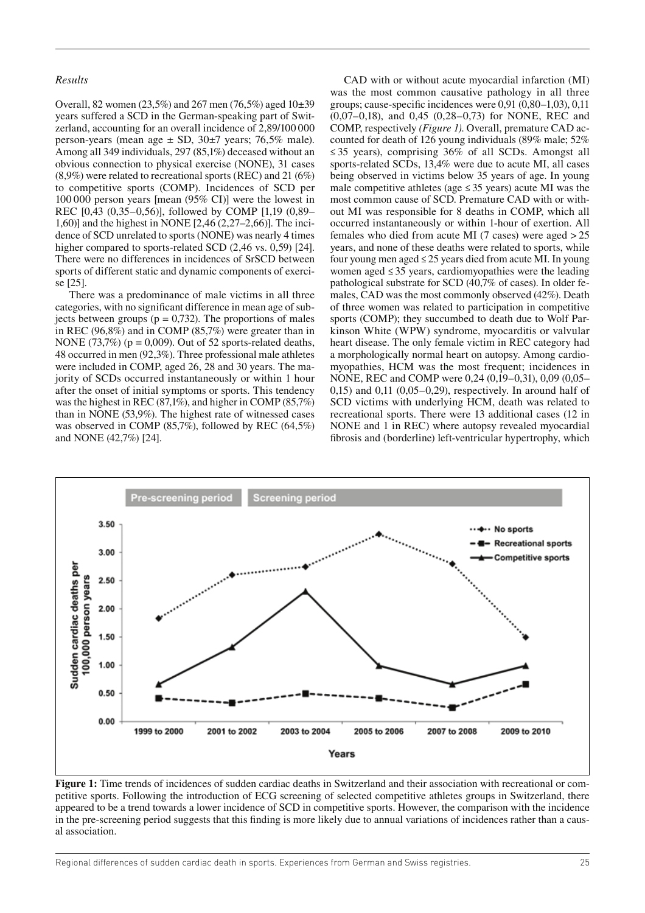*Results*

Overall, 82 women (23,5%) and 267 men (76,5%) aged 10±39 years suffered a SCD in the German-speaking part of Switzerland, accounting for an overall incidence of 2,89/100 000 person-years (mean age ± SD, 30±7 years; 76,5% male). Among all 349 individuals, 297 (85,1%) deceased without an obvious connection to physical exercise (NONE), 31 cases (8,9%) were related to recreational sports (REC) and 21 (6%) to competitive sports (COMP). Incidences of SCD per 100 000 person years [mean (95% CI)] were the lowest in REC [0,43 (0,35–0,56)], followed by COMP [1,19 (0,89–1,60)] and the highest in NONE [2,46 (2,27–2,66)]. The incidence of SCD unrelated to sports (NONE) was nearly 4 times higher compared to sports-related SCD (2,46 vs. 0,59) [24]. There were no differences in incidences of SrSCD between sports of different static and dynamic components of exercise [25].

There was a predominance of male victims in all three categories, with no significant difference in mean age of subjects between groups (p = 0,732). The proportions of males in REC (96,8%) and in COMP (85,7%) were greater than in NONE (73,7%) (p = 0,009). Out of 52 sports-related deaths, 48 occurred in men (92,3%). Three professional male athletes were included in COMP, aged 26, 28 and 30 years. The majority of SCDs occurred instantaneously or within 1 hour after the onset of initial symptoms or sports. This tendency was the highest in REC (87,1%), and higher in COMP (85,7%) than in NONE (53,9%). The highest rate of witnessed cases was observed in COMP (85,7%), followed by REC (64,5%) and NONE (42,7%) [24].

CAD with or without acute myocardial infarction (MI) was the most common causative pathology in all three groups; cause-specific incidences were 0,91 (0,80–1,03), 0,11 (0,07–0,18), and 0,45 (0,28–0,73) for NONE, REC and COMP, respectively *(Figure 1)*. Overall, premature CAD accounted for death of 126 young individuals (89% male; 52% ≤ 35 years), comprising 36% of all SCDs. Amongst all sports-related SCDs, 13,4% were due to acute MI, all cases being observed in victims below 35 years of age. In young male competitive athletes (age ≤ 35 years) acute MI was the most common cause of SCD. Premature CAD with or without MI was responsible for 8 deaths in COMP, which all occurred instantaneously or within 1-hour of exertion. All females who died from acute MI (7 cases) were aged > 25 years, and none of these deaths were related to sports, while four young men aged ≤ 25 years died from acute MI. In young women aged ≤ 35 years, cardiomyopathies were the leading pathological substrate for SCD (40,7% of cases). In older females, CAD was the most commonly observed (42%). Death of three women was related to participation in competitive sports (COMP); they succumbed to death due to Wolf Parkinson White (WPW) syndrome, myocarditis or valvular heart disease. The only female victim in REC category had a morphologically normal heart on autopsy. Among cardiomyopathies, HCM was the most frequent; incidences in NONE, REC and COMP were 0,24 (0,19–0,31), 0,09 (0,05–0,15) and 0,11 (0,05–0,29), respectively. In around half of SCD victims with underlying HCM, death was related to recreational sports. There were 13 additional cases (12 in NONE and 1 in REC) where autopsy revealed myocardial fibrosis and (borderline) left-ventricular hypertrophy, which

**Figure 1:** Time trends of incidences of sudden cardiac deaths in Switzerland and their association with recreational or competitive sports. Following the introduction of ECG screening of selected competitive athletes groups in Switzerland, there appeared to be a trend towards a lower incidence of SCD in competitive sports. However, the comparison with the incidence in the pre-screening period suggests that this finding is more likely due to annual variations of incidences rather than a causal association.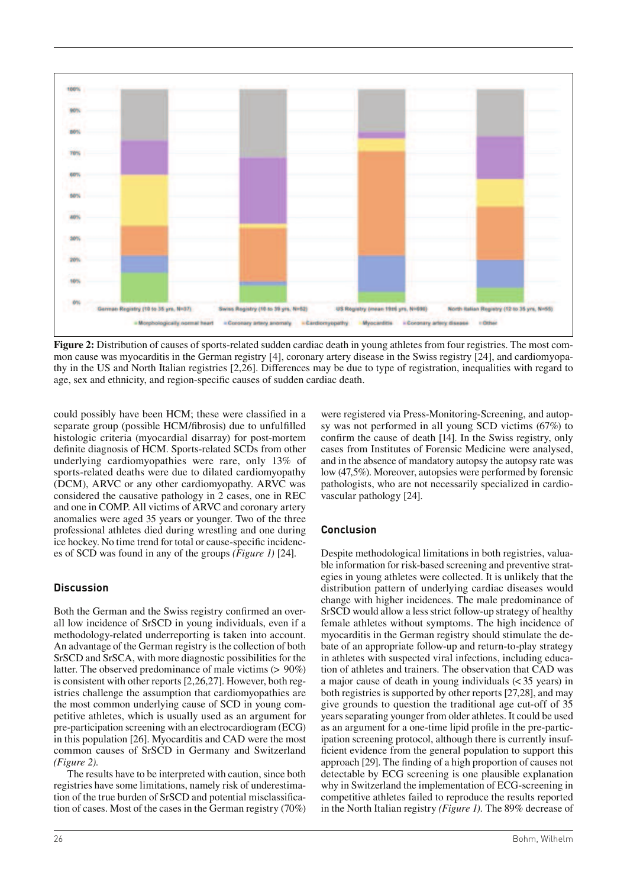Figure 2: Distribution of causes of sports-related sudden cardiac death in young athletes from four registries. The most common cause was myocarditis in the German registry [4], coronary artery disease in the Swiss registry [24], and cardiomyopathy in the US and North Italian registries [2,26]. Differences may be due to type of registration, inequalities with regard to age, sex and ethnicity, and region-specific causes of sudden cardiac death.

could possibly have been HCM; these were classified in a separate group (possible HCM/fibrosis) due to unfulfilled histologic criteria (myocardial disarray) for post-mortem definite diagnosis of HCM. Sports-related SCDs from other underlying cardiomyopathies were rare, only 13% of sports-related deaths were due to dilated cardiomyopathy (DCM), ARVC or any other cardiomyopathy. ARVC was considered the causative pathology in 2 cases, one in REC and one in COMP. All victims of ARVC and coronary artery anomalies were aged 35 years or younger. Two of the three professional athletes died during wrestling and one during ice hockey. No time trend for total or cause-specific incidences of SCD was found in any of the groups *(Figure 1)* [24].

## Discussion

Both the German and the Swiss registry confirmed an overall low incidence of SrSCD in young individuals, even if a methodology-related underreporting is taken into account. An advantage of the German registry is the collection of both SrSCD and SrSCA, with more diagnostic possibilities for the latter. The observed predominance of male victims (> 90%) is consistent with other reports [2,26,27]. However, both registries challenge the assumption that cardiomyopathies are the most common underlying cause of SCD in young competitive athletes, which is usually used as an argument for pre-participation screening with an electrocardiogram (ECG) in this population [26]. Myocarditis and CAD were the most common causes of SrSCD in Germany and Switzerland *(Figure 2)*.

The results have to be interpreted with caution, since both registries have some limitations, namely risk of underestimation of the true burden of SrSCD and potential misclassification of cases. Most of the cases in the German registry (70%) were registered via Press-Monitoring-Screening, and autopsy was not performed in all young SCD victims (67%) to confirm the cause of death [14]. In the Swiss registry, only cases from Institutes of Forensic Medicine were analysed, and in the absence of mandatory autopsy the autopsy rate was low (47,5%). Moreover, autopsies were performed by forensic pathologists, who are not necessarily specialized in cardiovascular pathology [24].

## Conclusion

Despite methodological limitations in both registries, valuable information for risk-based screening and preventive strategies in young athletes were collected. It is unlikely that the distribution pattern of underlying cardiac diseases would change with higher incidences. The male predominance of SrSCD would allow a less strict follow-up strategy of healthy female athletes without symptoms. The high incidence of myocarditis in the German registry should stimulate the debate of an appropriate follow-up and return-to-play strategy in athletes with suspected viral infections, including education of athletes and trainers. The observation that CAD was a major cause of death in young individuals (< 35 years) in both registries is supported by other reports [27,28], and may give grounds to question the traditional age cut-off of 35 years separating younger from older athletes. It could be used as an argument for a one-time lipid profile in the pre-participation screening protocol, although there is currently insufficient evidence from the general population to support this approach [29]. The finding of a high proportion of causes not detectable by ECG screening is one plausible explanation why in Switzerland the implementation of ECG-screening in competitive athletes failed to reproduce the results reported in the North Italian registry *(Figure 1)*. The 89% decrease of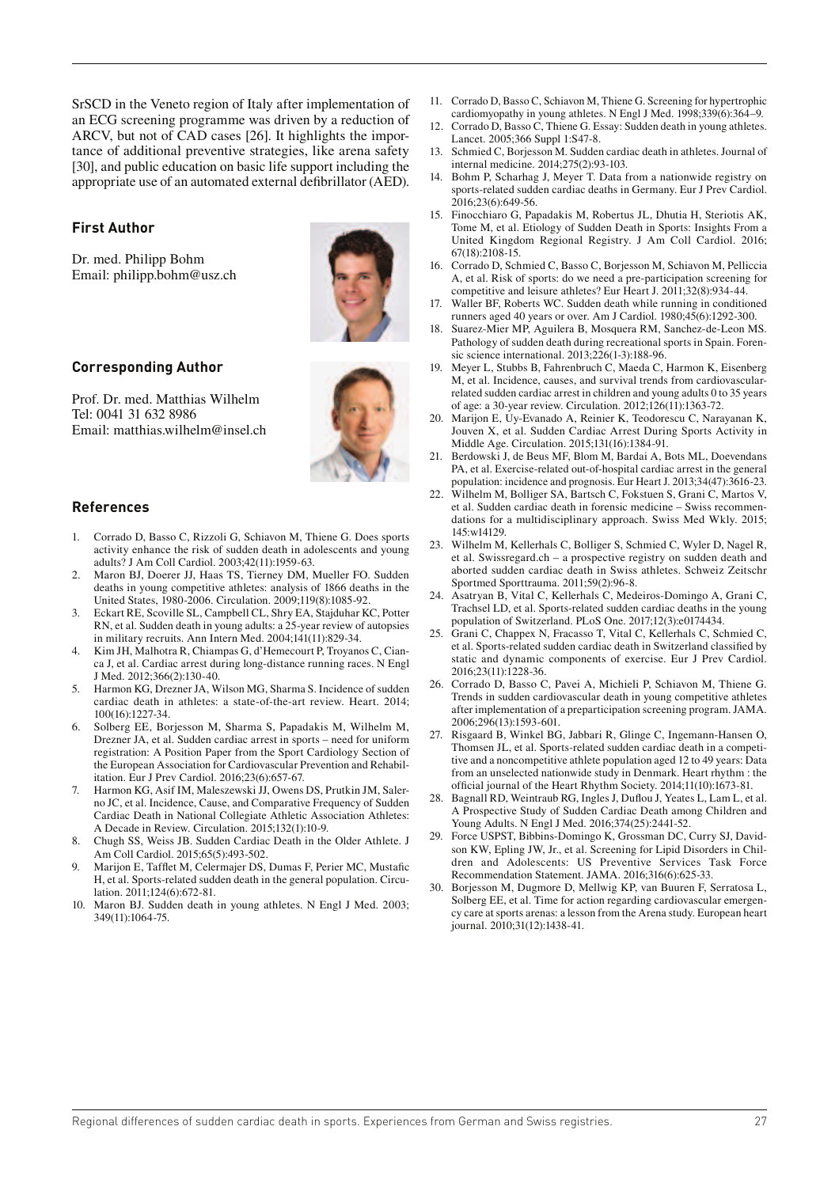SrSCD in the Veneto region of Italy after implementation of an ECG screening programme was driven by a reduction of ARCV, but not of CAD cases [26]. It highlights the importance of additional preventive strategies, like arena safety [30], and public education on basic life support including the appropriate use of an automated external defibrillator (AED).

### First Author

Dr. med. Philipp Bohm
Email: philipp.bohm@usz.ch

### Corresponding Author

Prof. Dr. med. Matthias Wilhelm
Tel: 0041 31 632 8986
Email: matthias.wilhelm@insel.ch

## References

1. Corrado D, Basso C, Rizzoli G, Schiavon M, Thiene G. Does sports activity enhance the risk of sudden death in adolescents and young adults? J Am Coll Cardiol. 2003;42(11):1959-63.
2. Maron BJ, Doerer JJ, Haas TS, Tierney DM, Mueller FO. Sudden deaths in young competitive athletes: analysis of 1866 deaths in the United States, 1980-2006. Circulation. 2009;119(8):1085-92.
3. Eckart RE, Scoville SL, Campbell CL, Shry EA, Stajduhar KC, Potter RN, et al. Sudden death in young adults: a 25-year review of autopsies in military recruits. Ann Intern Med. 2004;141(11):829-34.
4. Kim JH, Malhotra R, Chiampas G, d'Hemecourt P, Troyanos C, Cianca J, et al. Cardiac arrest during long-distance running races. N Engl J Med. 2012;366(2):130-40.
5. Harmon KG, Drezner JA, Wilson MG, Sharma S. Incidence of sudden cardiac death in athletes: a state-of-the-art review. Heart. 2014; 100(16):1227-34.
6. Solberg EE, Borjesson M, Sharma S, Papadakis M, Wilhelm M, Drezner JA, et al. Sudden cardiac arrest in sports – need for uniform registration: A Position Paper from the Sport Cardiology Section of the European Association for Cardiovascular Prevention and Rehabilitation. Eur J Prev Cardiol. 2016;23(6):657-67.
7. Harmon KG, Asif IM, Maleszewski JJ, Owens DS, Prutkin JM, Salerno JC, et al. Incidence, Cause, and Comparative Frequency of Sudden Cardiac Death in National Collegiate Athletic Association Athletes: A Decade in Review. Circulation. 2015;132(1):10-9.
8. Chugh SS, Weiss JB. Sudden Cardiac Death in the Older Athlete. J Am Coll Cardiol. 2015;65(5):493-502.
9. Marijon E, Tafflet M, Celermajer DS, Dumas F, Perier MC, Mustafic H, et al. Sports-related sudden death in the general population. Circulation. 2011;124(6):672-81.
10. Maron BJ. Sudden death in young athletes. N Engl J Med. 2003; 349(11):1064-75.
11. Corrado D, Basso C, Schiavon M, Thiene G. Screening for hypertrophic cardiomyopathy in young athletes. N Engl J Med. 1998;339(6):364–9.
12. Corrado D, Basso C, Thiene G. Essay: Sudden death in young athletes. Lancet. 2005;366 Suppl 1:S47-8.
13. Schmied C, Borjesson M. Sudden cardiac death in athletes. Journal of internal medicine. 2014;275(2):93-103.
14. Bohm P, Scharhag J, Meyer T. Data from a nationwide registry on sports-related sudden cardiac deaths in Germany. Eur J Prev Cardiol. 2016;23(6):649-56.
15. Finocchiaro G, Papadakis M, Robertus JL, Dhutia H, Steriotis AK, Tome M, et al. Etiology of Sudden Death in Sports: Insights From a United Kingdom Regional Registry. J Am Coll Cardiol. 2016; 67(18):2108-15.
16. Corrado D, Schmied C, Basso C, Borjesson M, Schiavon M, Pelliccia A, et al. Risk of sports: do we need a pre-participation screening for competitive and leisure athletes? Eur Heart J. 2011;32(8):934-44.
17. Waller BF, Roberts WC. Sudden death while running in conditioned runners aged 40 years or over. Am J Cardiol. 1980;45(6):1292-300.
18. Suarez-Mier MP, Aguilera B, Mosquera RM, Sanchez-de-Leon MS. Pathology of sudden death during recreational sports in Spain. Forensic science international. 2013;226(1-3):188-96.
19. Meyer L, Stubbs B, Fahrenbruch C, Maeda C, Harmon K, Eisenberg M, et al. Incidence, causes, and survival trends from cardiovascular-related sudden cardiac arrest in children and young adults 0 to 35 years of age: a 30-year review. Circulation. 2012;126(11):1363-72.
20. Marijon E, Uy-Evanado A, Reinier K, Teodorescu C, Narayanan K, Jouven X, et al. Sudden Cardiac Arrest During Sports Activity in Middle Age. Circulation. 2015;131(16):1384-91.
21. Berdowski J, de Beus MF, Blom M, Bardai A, Bots ML, Doevendans PA, et al. Exercise-related out-of-hospital cardiac arrest in the general population: incidence and prognosis. Eur Heart J. 2013;34(47):3616-23.
22. Wilhelm M, Bolliger SA, Bartsch C, Fokstuen S, Grani C, Martos V, et al. Sudden cardiac death in forensic medicine – Swiss recommendations for a multidisciplinary approach. Swiss Med Wkly. 2015; 145:w14129.
23. Wilhelm M, Kellerhals C, Bolliger S, Schmied C, Wyler D, Nagel R, et al. Swissregard.ch – a prospective registry on sudden death and aborted sudden cardiac death in Swiss athletes. Schweiz Zeitschr Sportmed Sporttrauma. 2011;59(2):96-8.
24. Asatryan B, Vital C, Kellerhals C, Medeiros-Domingo A, Grani C, Trachsel LD, et al. Sports-related sudden cardiac deaths in the young population of Switzerland. PLoS One. 2017;12(3):e0174434.
25. Grani C, Chappex N, Fracasso T, Vital C, Kellerhals C, Schmied C, et al. Sports-related sudden cardiac death in Switzerland classified by static and dynamic components of exercise. Eur J Prev Cardiol. 2016;23(11):1228-36.
26. Corrado D, Basso C, Pavei A, Michieli P, Schiavon M, Thiene G. Trends in sudden cardiovascular death in young competitive athletes after implementation of a preparticipation screening program. JAMA. 2006;296(13):1593-601.
27. Risgaard B, Winkel BG, Jabbari R, Glinge C, Ingemann-Hansen O, Thomsen JL, et al. Sports-related sudden cardiac death in a competitive and a noncompetitive athlete population aged 12 to 49 years: Data from an unselected nationwide study in Denmark. Heart rhythm : the official journal of the Heart Rhythm Society. 2014;11(10):1673-81.
28. Bagnall RD, Weintraub RG, Ingles J, Duflou J, Yeates L, Lam L, et al. A Prospective Study of Sudden Cardiac Death among Children and Young Adults. N Engl J Med. 2016;374(25):2441-52.
29. Force USPST, Bibbins-Domingo K, Grossman DC, Curry SJ, Davidson KW, Epling JW, Jr., et al. Screening for Lipid Disorders in Children and Adolescents: US Preventive Services Task Force Recommendation Statement. JAMA. 2016;316(6):625-33.
30. Borjesson M, Dugmore D, Mellwig KP, van Buuren F, Serratosa L, Solberg EE, et al. Time for action regarding cardiovascular emergency care at sports arenas: a lesson from the Arena study. European heart journal. 2010;31(12):1438-41.